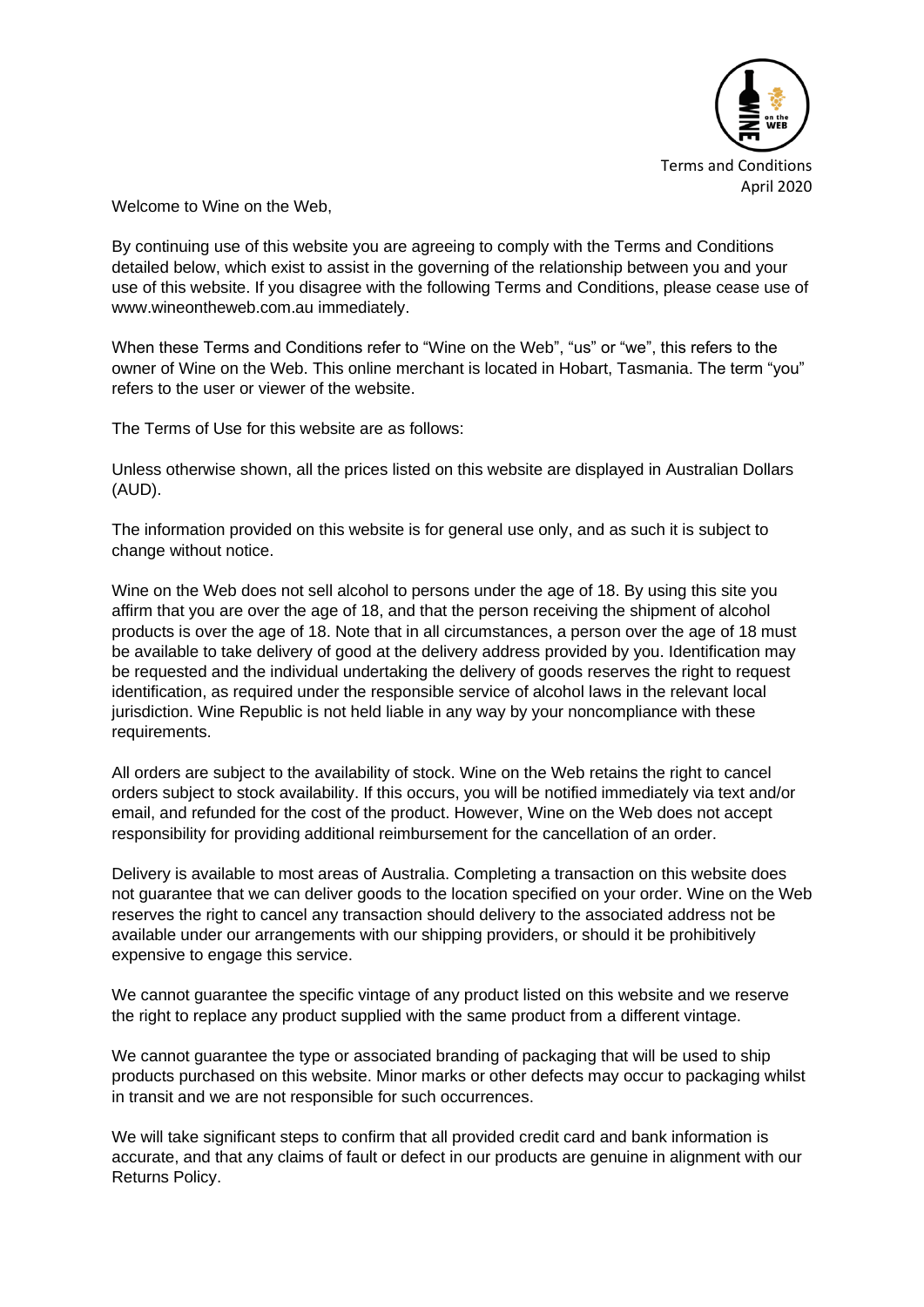Terms and Conditions
April 2020

Welcome to Wine on the Web,

By continuing use of this website you are agreeing to comply with the Terms and Conditions detailed below, which exist to assist in the governing of the relationship between you and your use of this website. If you disagree with the following Terms and Conditions, please cease use of www.wineontheweb.com.au immediately.

When these Terms and Conditions refer to "Wine on the Web", "us" or "we", this refers to the owner of Wine on the Web. This online merchant is located in Hobart, Tasmania. The term "you" refers to the user or viewer of the website.

The Terms of Use for this website are as follows:

Unless otherwise shown, all the prices listed on this website are displayed in Australian Dollars (AUD).

The information provided on this website is for general use only, and as such it is subject to change without notice.

Wine on the Web does not sell alcohol to persons under the age of 18. By using this site you affirm that you are over the age of 18, and that the person receiving the shipment of alcohol products is over the age of 18. Note that in all circumstances, a person over the age of 18 must be available to take delivery of good at the delivery address provided by you. Identification may be requested and the individual undertaking the delivery of goods reserves the right to request identification, as required under the responsible service of alcohol laws in the relevant local jurisdiction. Wine Republic is not held liable in any way by your noncompliance with these requirements.

All orders are subject to the availability of stock. Wine on the Web retains the right to cancel orders subject to stock availability. If this occurs, you will be notified immediately via text and/or email, and refunded for the cost of the product. However, Wine on the Web does not accept responsibility for providing additional reimbursement for the cancellation of an order.

Delivery is available to most areas of Australia. Completing a transaction on this website does not guarantee that we can deliver goods to the location specified on your order. Wine on the Web reserves the right to cancel any transaction should delivery to the associated address not be available under our arrangements with our shipping providers, or should it be prohibitively expensive to engage this service.

We cannot guarantee the specific vintage of any product listed on this website and we reserve the right to replace any product supplied with the same product from a different vintage.

We cannot guarantee the type or associated branding of packaging that will be used to ship products purchased on this website. Minor marks or other defects may occur to packaging whilst in transit and we are not responsible for such occurrences.

We will take significant steps to confirm that all provided credit card and bank information is accurate, and that any claims of fault or defect in our products are genuine in alignment with our Returns Policy.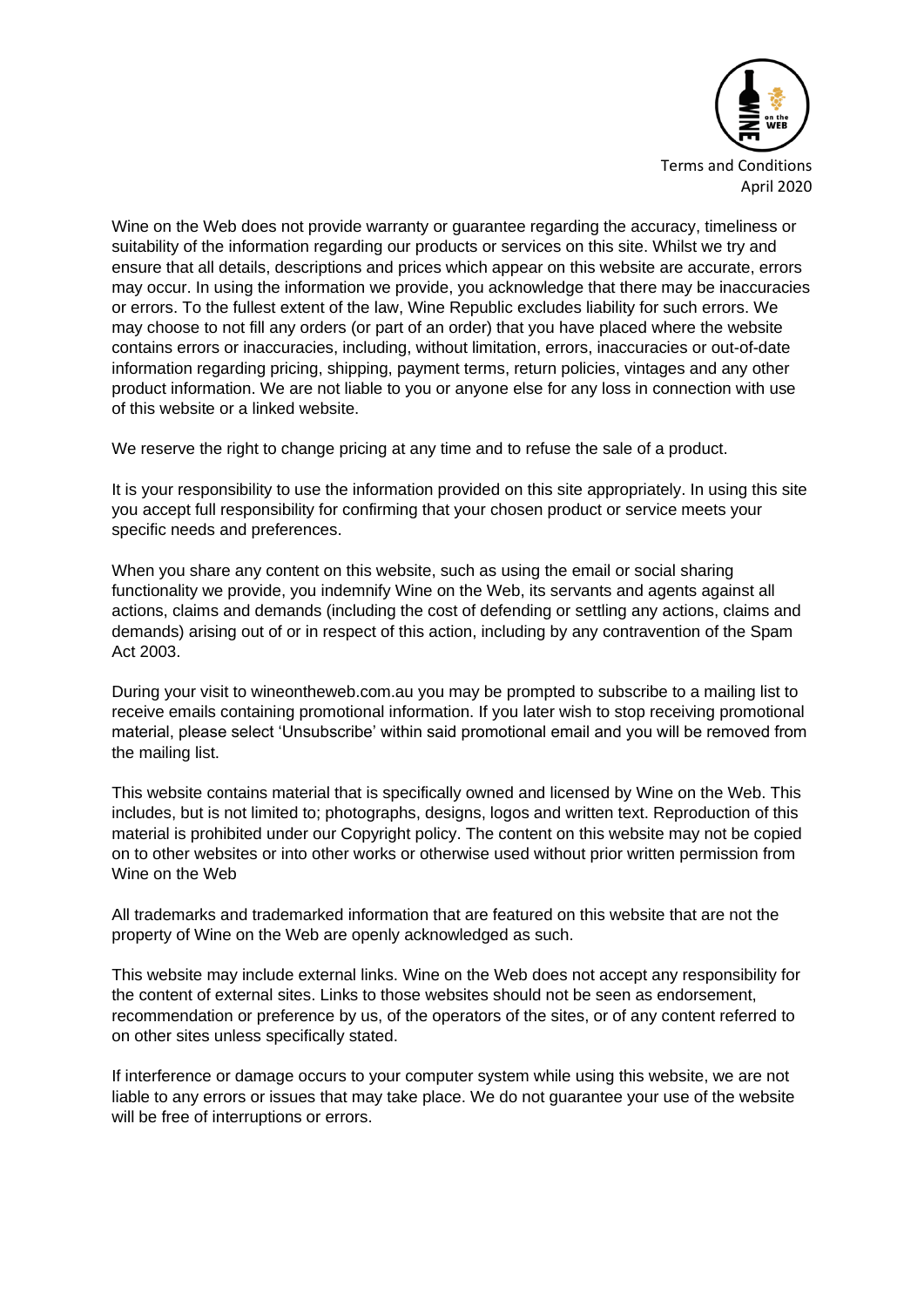Wine on the Web does not provide warranty or guarantee regarding the accuracy, timeliness or suitability of the information regarding our products or services on this site. Whilst we try and ensure that all details, descriptions and prices which appear on this website are accurate, errors may occur. In using the information we provide, you acknowledge that there may be inaccuracies or errors. To the fullest extent of the law, Wine Republic excludes liability for such errors. We may choose to not fill any orders (or part of an order) that you have placed where the website contains errors or inaccuracies, including, without limitation, errors, inaccuracies or out-of-date information regarding pricing, shipping, payment terms, return policies, vintages and any other product information. We are not liable to you or anyone else for any loss in connection with use of this website or a linked website.

We reserve the right to change pricing at any time and to refuse the sale of a product.

It is your responsibility to use the information provided on this site appropriately. In using this site you accept full responsibility for confirming that your chosen product or service meets your specific needs and preferences.

When you share any content on this website, such as using the email or social sharing functionality we provide, you indemnify Wine on the Web, its servants and agents against all actions, claims and demands (including the cost of defending or settling any actions, claims and demands) arising out of or in respect of this action, including by any contravention of the Spam Act 2003.

During your visit to wineontheweb.com.au you may be prompted to subscribe to a mailing list to receive emails containing promotional information. If you later wish to stop receiving promotional material, please select 'Unsubscribe' within said promotional email and you will be removed from the mailing list.

This website contains material that is specifically owned and licensed by Wine on the Web. This includes, but is not limited to; photographs, designs, logos and written text. Reproduction of this material is prohibited under our Copyright policy. The content on this website may not be copied on to other websites or into other works or otherwise used without prior written permission from Wine on the Web

All trademarks and trademarked information that are featured on this website that are not the property of Wine on the Web are openly acknowledged as such.

This website may include external links. Wine on the Web does not accept any responsibility for the content of external sites. Links to those websites should not be seen as endorsement, recommendation or preference by us, of the operators of the sites, or of any content referred to on other sites unless specifically stated.

If interference or damage occurs to your computer system while using this website, we are not liable to any errors or issues that may take place. We do not guarantee your use of the website will be free of interruptions or errors.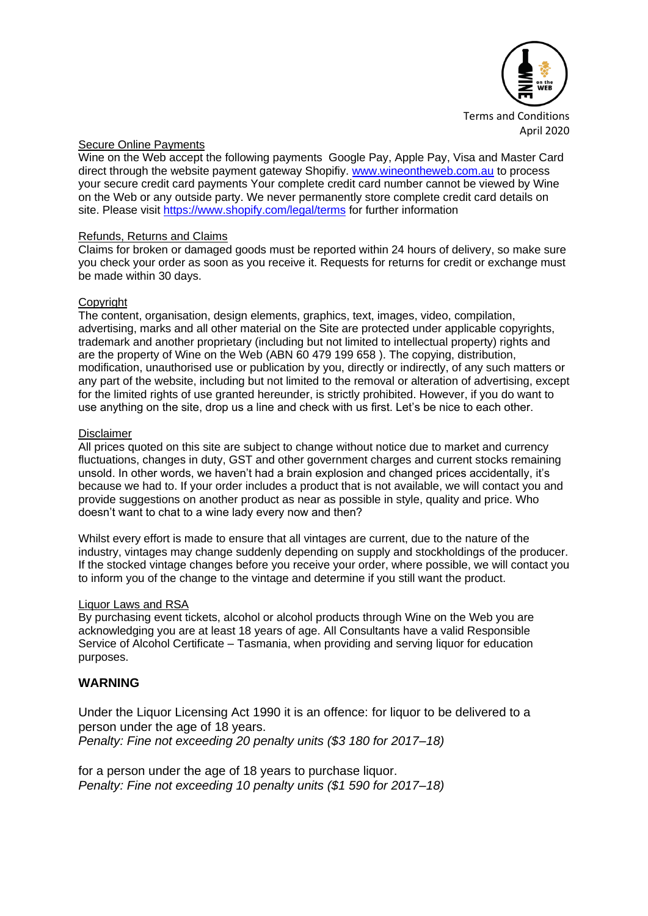Terms and Conditions
April 2020

Secure Online Payments

Wine on the Web accept the following payments Google Pay, Apple Pay, Visa and Master Card direct through the website payment gateway Shopifiy. [www.wineontheweb.com.au](http://www.wineontheweb.com.au) to process your secure credit card payments Your complete credit card number cannot be viewed by Wine on the Web or any outside party. We never permanently store complete credit card details on site. Please visit [https://www.shopify.com/legal/terms](https://www.shopify.com/legal/terms) for further information

Refunds, Returns and Claims

Claims for broken or damaged goods must be reported within 24 hours of delivery, so make sure you check your order as soon as you receive it. Requests for returns for credit or exchange must be made within 30 days.

Copyright

The content, organisation, design elements, graphics, text, images, video, compilation, advertising, marks and all other material on the Site are protected under applicable copyrights, trademark and another proprietary (including but not limited to intellectual property) rights and are the property of Wine on the Web (ABN 60 479 199 658 ). The copying, distribution, modification, unauthorised use or publication by you, directly or indirectly, of any such matters or any part of the website, including but not limited to the removal or alteration of advertising, except for the limited rights of use granted hereunder, is strictly prohibited. However, if you do want to use anything on the site, drop us a line and check with us first. Let's be nice to each other.

Disclaimer

All prices quoted on this site are subject to change without notice due to market and currency fluctuations, changes in duty, GST and other government charges and current stocks remaining unsold. In other words, we haven't had a brain explosion and changed prices accidentally, it's because we had to. If your order includes a product that is not available, we will contact you and provide suggestions on another product as near as possible in style, quality and price. Who doesn't want to chat to a wine lady every now and then?

Whilst every effort is made to ensure that all vintages are current, due to the nature of the industry, vintages may change suddenly depending on supply and stockholdings of the producer. If the stocked vintage changes before you receive your order, where possible, we will contact you to inform you of the change to the vintage and determine if you still want the product.

Liquor Laws and RSA

By purchasing event tickets, alcohol or alcohol products through Wine on the Web you are acknowledging you are at least 18 years of age. All Consultants have a valid Responsible Service of Alcohol Certificate – Tasmania, when providing and serving liquor for education purposes.

## WARNING

Under the Liquor Licensing Act 1990 it is an offence: for liquor to be delivered to a person under the age of 18 years.
*Penalty: Fine not exceeding 20 penalty units ($3 180 for 2017–18)*

for a person under the age of 18 years to purchase liquor.
*Penalty: Fine not exceeding 10 penalty units ($1 590 for 2017–18)*